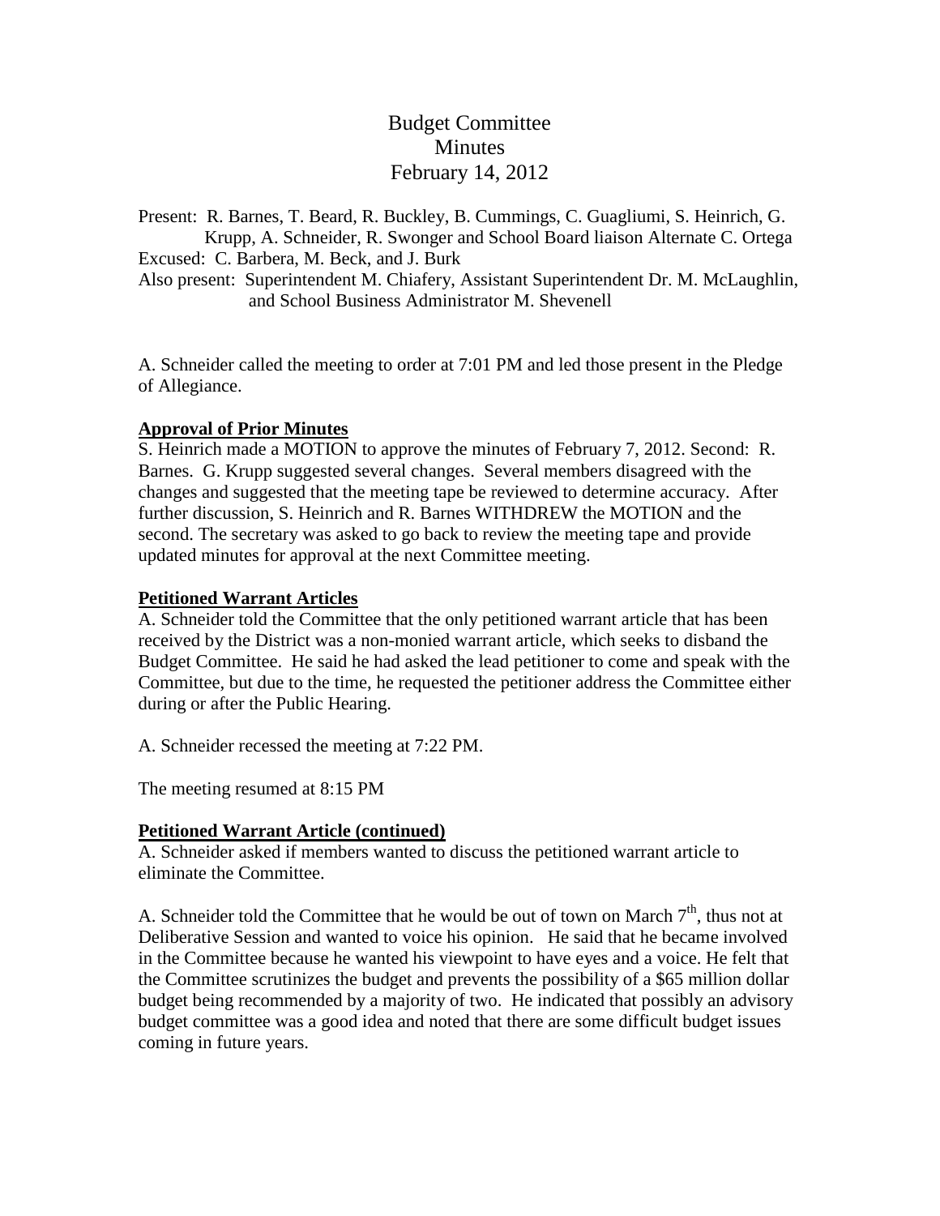# Budget Committee
# Minutes
# February 14, 2012

Present: R. Barnes, T. Beard, R. Buckley, B. Cummings, C. Guagliumi, S. Heinrich, G. Krupp, A. Schneider, R. Swonger and School Board liaison Alternate C. Ortega
Excused: C. Barbera, M. Beck, and J. Burk
Also present: Superintendent M. Chiafery, Assistant Superintendent Dr. M. McLaughlin, and School Business Administrator M. Shevenell

A. Schneider called the meeting to order at 7:01 PM and led those present in the Pledge of Allegiance.

**Approval of Prior Minutes**

S. Heinrich made a MOTION to approve the minutes of February 7, 2012. Second: R. Barnes. G. Krupp suggested several changes. Several members disagreed with the changes and suggested that the meeting tape be reviewed to determine accuracy. After further discussion, S. Heinrich and R. Barnes WITHDREW the MOTION and the second. The secretary was asked to go back to review the meeting tape and provide updated minutes for approval at the next Committee meeting.

**Petitioned Warrant Articles**

A. Schneider told the Committee that the only petitioned warrant article that has been received by the District was a non-monied warrant article, which seeks to disband the Budget Committee. He said he had asked the lead petitioner to come and speak with the Committee, but due to the time, he requested the petitioner address the Committee either during or after the Public Hearing.

A. Schneider recessed the meeting at 7:22 PM.

The meeting resumed at 8:15 PM

**Petitioned Warrant Article (continued)**

A. Schneider asked if members wanted to discuss the petitioned warrant article to eliminate the Committee.

A. Schneider told the Committee that he would be out of town on March 7th, thus not at Deliberative Session and wanted to voice his opinion. He said that he became involved in the Committee because he wanted his viewpoint to have eyes and a voice. He felt that the Committee scrutinizes the budget and prevents the possibility of a $65 million dollar budget being recommended by a majority of two. He indicated that possibly an advisory budget committee was a good idea and noted that there are some difficult budget issues coming in future years.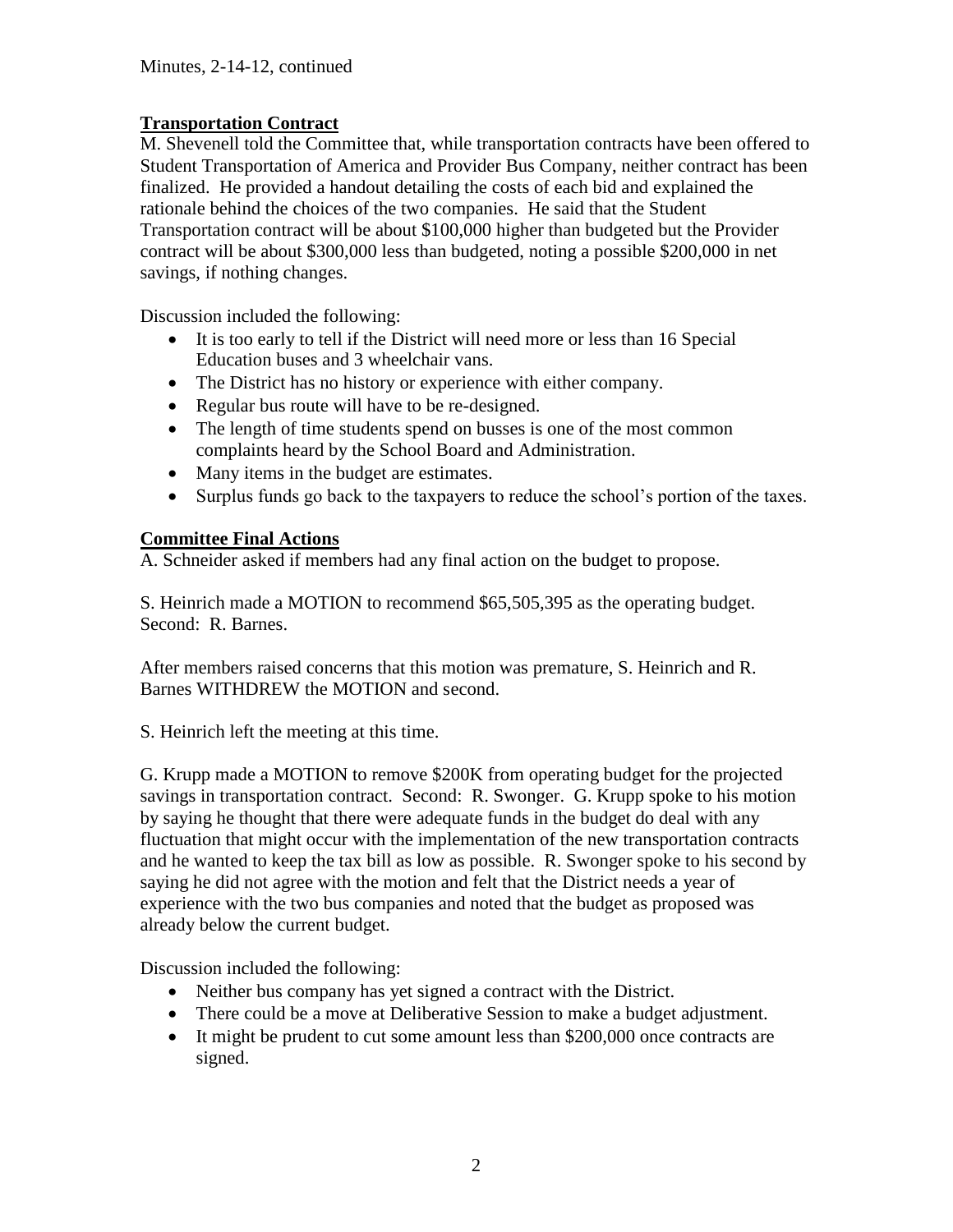Minutes, 2-14-12, continued

**Transportation Contract**

M. Shevenell told the Committee that, while transportation contracts have been offered to Student Transportation of America and Provider Bus Company, neither contract has been finalized. He provided a handout detailing the costs of each bid and explained the rationale behind the choices of the two companies. He said that the Student Transportation contract will be about $100,000 higher than budgeted but the Provider contract will be about $300,000 less than budgeted, noting a possible $200,000 in net savings, if nothing changes.

Discussion included the following:

- It is too early to tell if the District will need more or less than 16 Special Education buses and 3 wheelchair vans.
- The District has no history or experience with either company.
- Regular bus route will have to be re-designed.
- The length of time students spend on busses is one of the most common complaints heard by the School Board and Administration.
- Many items in the budget are estimates.
- Surplus funds go back to the taxpayers to reduce the school's portion of the taxes.

**Committee Final Actions**

A. Schneider asked if members had any final action on the budget to propose.

S. Heinrich made a MOTION to recommend $65,505,395 as the operating budget. Second: R. Barnes.

After members raised concerns that this motion was premature, S. Heinrich and R. Barnes WITHDREW the MOTION and second.

S. Heinrich left the meeting at this time.

G. Krupp made a MOTION to remove $200K from operating budget for the projected savings in transportation contract. Second: R. Swonger. G. Krupp spoke to his motion by saying he thought that there were adequate funds in the budget do deal with any fluctuation that might occur with the implementation of the new transportation contracts and he wanted to keep the tax bill as low as possible. R. Swonger spoke to his second by saying he did not agree with the motion and felt that the District needs a year of experience with the two bus companies and noted that the budget as proposed was already below the current budget.

Discussion included the following:

- Neither bus company has yet signed a contract with the District.
- There could be a move at Deliberative Session to make a budget adjustment.
- It might be prudent to cut some amount less than $200,000 once contracts are signed.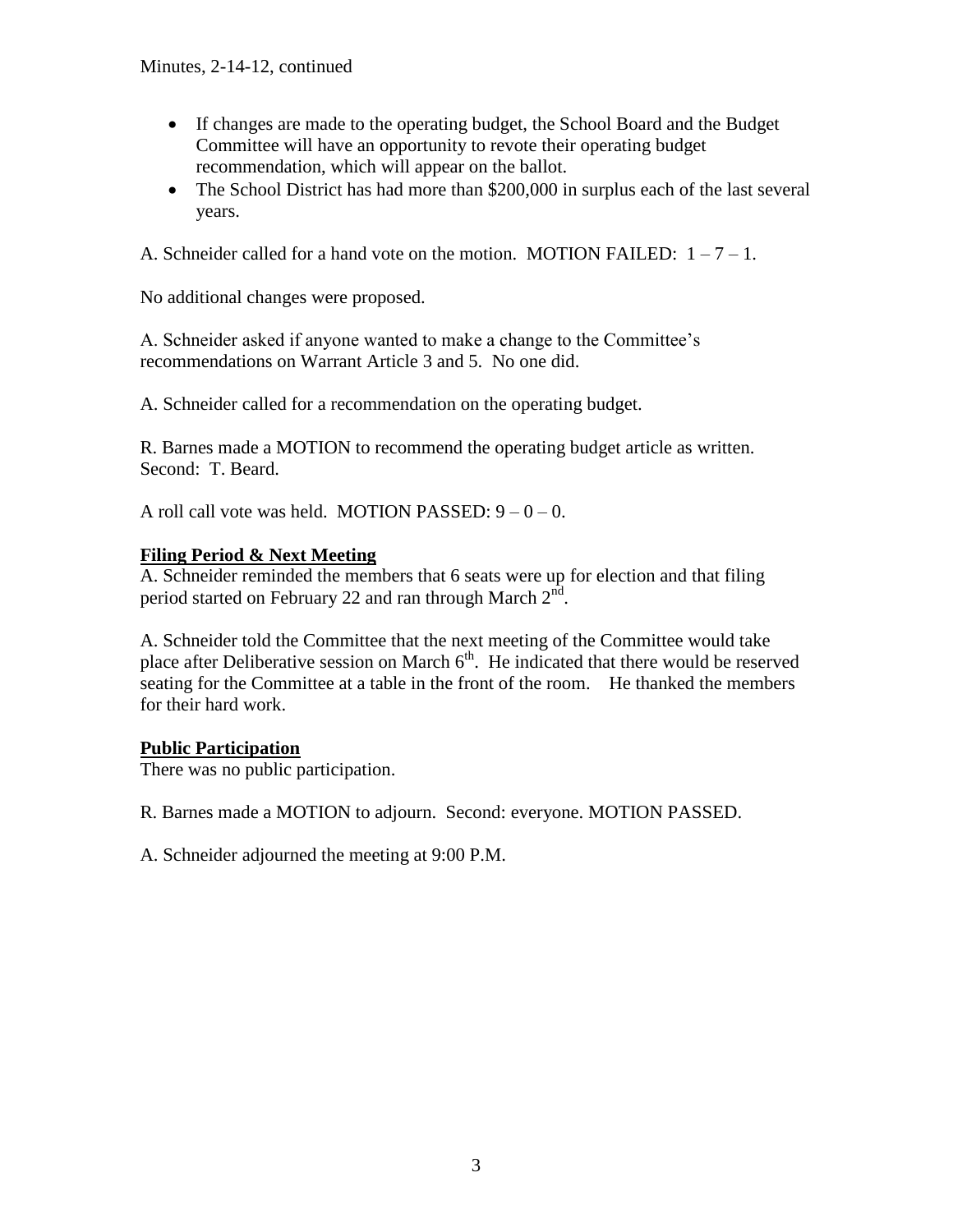- If changes are made to the operating budget, the School Board and the Budget Committee will have an opportunity to revote their operating budget recommendation, which will appear on the ballot.
- The School District has had more than $200,000 in surplus each of the last several years.

A. Schneider called for a hand vote on the motion. MOTION FAILED: 1 – 7 – 1.

No additional changes were proposed.

A. Schneider asked if anyone wanted to make a change to the Committee's recommendations on Warrant Article 3 and 5. No one did.

A. Schneider called for a recommendation on the operating budget.

R. Barnes made a MOTION to recommend the operating budget article as written. Second: T. Beard.

A roll call vote was held. MOTION PASSED: 9 – 0 – 0.

**Filing Period & Next Meeting**

A. Schneider reminded the members that 6 seats were up for election and that filing period started on February 22 and ran through March 2nd.

A. Schneider told the Committee that the next meeting of the Committee would take place after Deliberative session on March 6th. He indicated that there would be reserved seating for the Committee at a table in the front of the room. He thanked the members for their hard work.

**Public Participation**

There was no public participation.

R. Barnes made a MOTION to adjourn. Second: everyone. MOTION PASSED.

A. Schneider adjourned the meeting at 9:00 P.M.